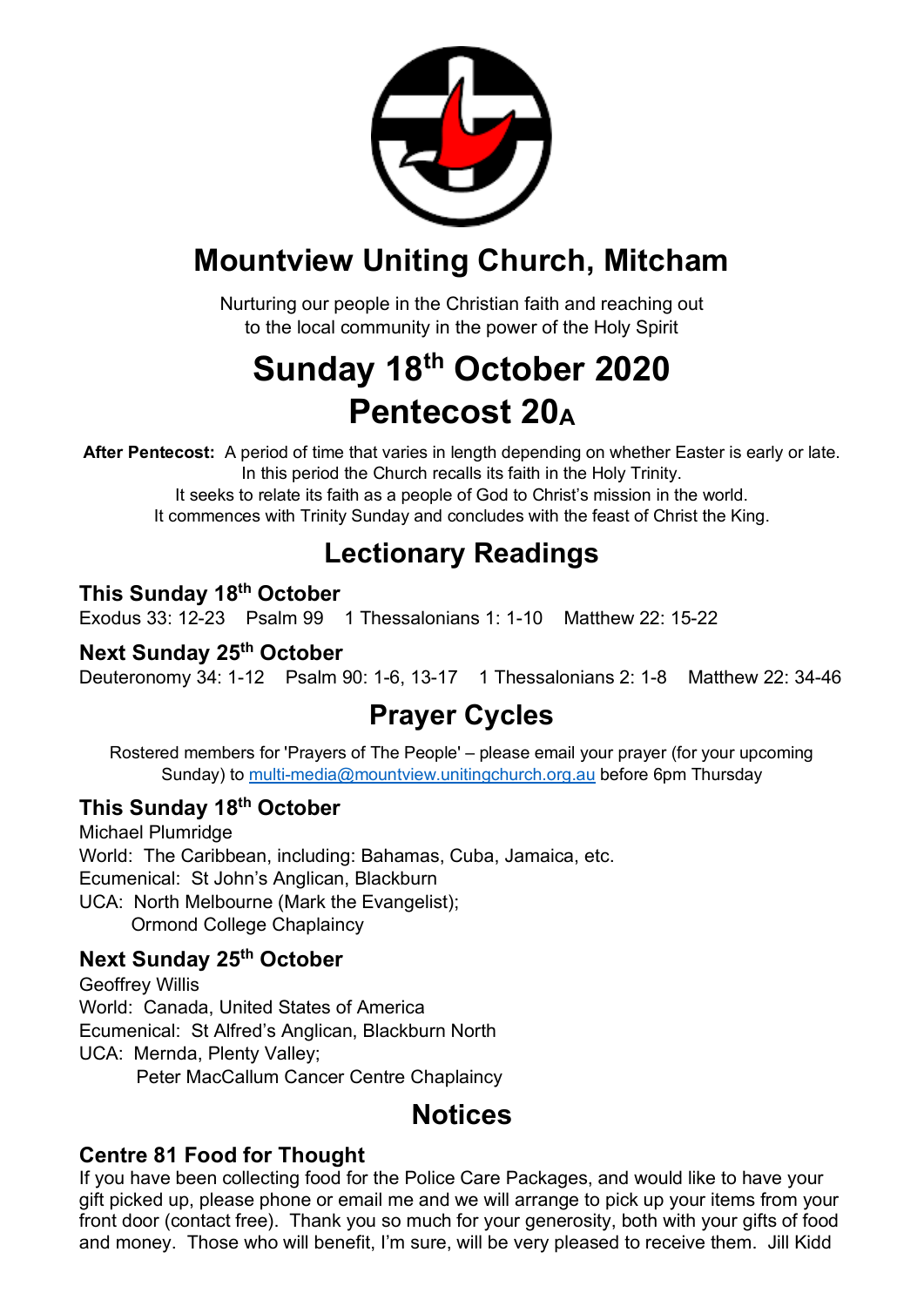# Mountview Uniting Church, Mitcham

Nurturing our people in the Christian faith and reaching out
to the local community in the power of the Holy Spirit

# Sunday 18th October 2020
# Pentecost 20A

**After Pentecost:** A period of time that varies in length depending on whether Easter is early or late. In this period the Church recalls its faith in the Holy Trinity. It seeks to relate its faith as a people of God to Christ's mission in the world. It commences with Trinity Sunday and concludes with the feast of Christ the King.

## Lectionary Readings

### This Sunday 18th October

Exodus 33: 12-23  Psalm 99  1 Thessalonians 1: 1-10  Matthew 22: 15-22

### Next Sunday 25th October

Deuteronomy 34: 1-12  Psalm 90: 1-6, 13-17  1 Thessalonians 2: 1-8  Matthew 22: 34-46

## Prayer Cycles

Rostered members for 'Prayers of The People' – please email your prayer (for your upcoming Sunday) to multi-media@mountview.unitingchurch.org.au before 6pm Thursday

### This Sunday 18th October

Michael Plumridge
World: The Caribbean, including: Bahamas, Cuba, Jamaica, etc.
Ecumenical: St John's Anglican, Blackburn
UCA: North Melbourne (Mark the Evangelist);
Ormond College Chaplaincy

### Next Sunday 25th October

Geoffrey Willis
World: Canada, United States of America
Ecumenical: St Alfred's Anglican, Blackburn North
UCA: Mernda, Plenty Valley;
Peter MacCallum Cancer Centre Chaplaincy

## Notices

### Centre 81 Food for Thought

If you have been collecting food for the Police Care Packages, and would like to have your gift picked up, please phone or email me and we will arrange to pick up your items from your front door (contact free). Thank you so much for your generosity, both with your gifts of food and money. Those who will benefit, I'm sure, will be very pleased to receive them. Jill Kidd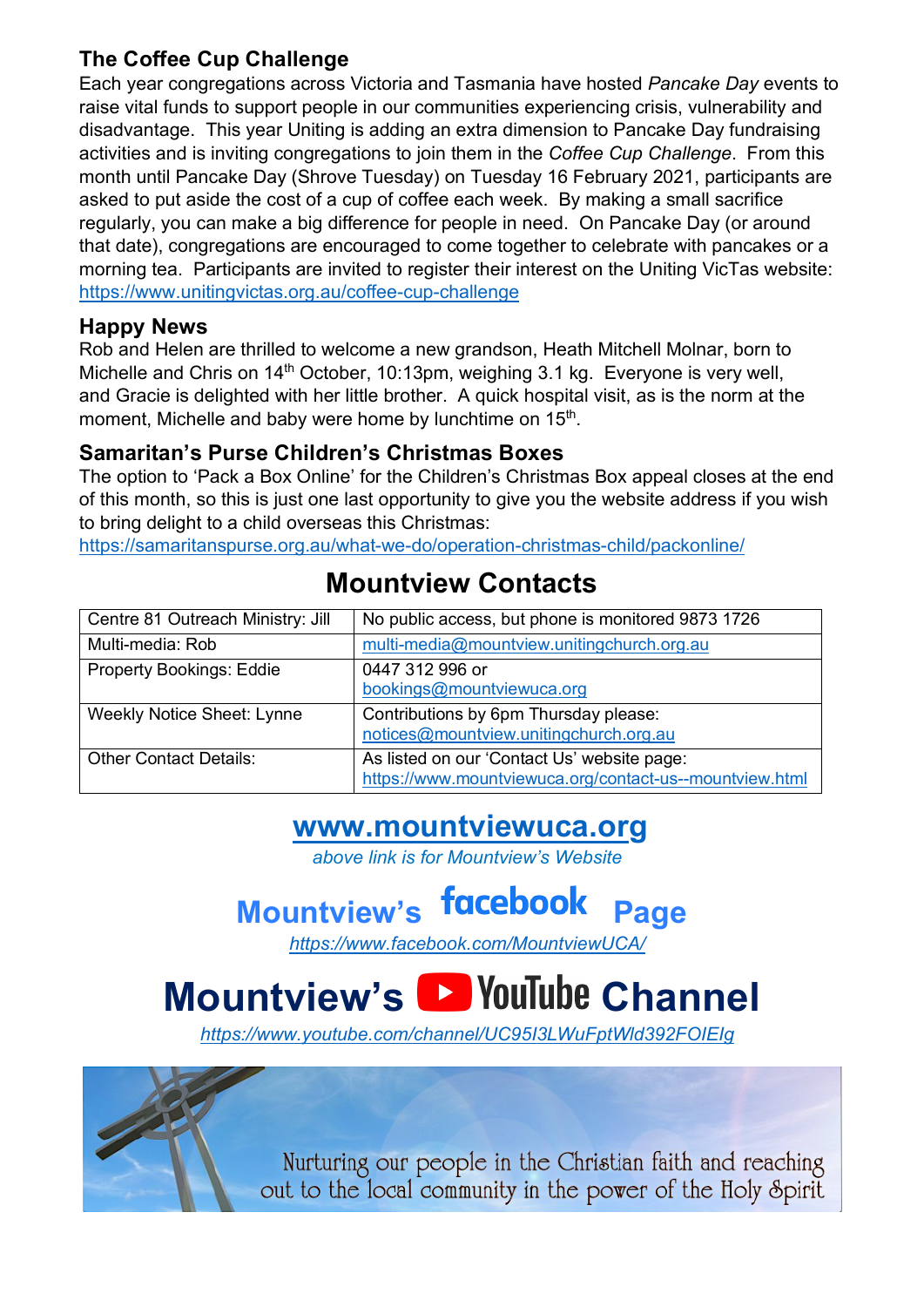## The Coffee Cup Challenge

Each year congregations across Victoria and Tasmania have hosted *Pancake Day* events to raise vital funds to support people in our communities experiencing crisis, vulnerability and disadvantage. This year Uniting is adding an extra dimension to Pancake Day fundraising activities and is inviting congregations to join them in the *Coffee Cup Challenge*. From this month until Pancake Day (Shrove Tuesday) on Tuesday 16 February 2021, participants are asked to put aside the cost of a cup of coffee each week. By making a small sacrifice regularly, you can make a big difference for people in need. On Pancake Day (or around that date), congregations are encouraged to come together to celebrate with pancakes or a morning tea. Participants are invited to register their interest on the Uniting VicTas website: https://www.unitingvictas.org.au/coffee-cup-challenge

## Happy News

Rob and Helen are thrilled to welcome a new grandson, Heath Mitchell Molnar, born to Michelle and Chris on 14th October, 10:13pm, weighing 3.1 kg. Everyone is very well, and Gracie is delighted with her little brother. A quick hospital visit, as is the norm at the moment, Michelle and baby were home by lunchtime on 15th.

## Samaritan's Purse Children's Christmas Boxes

The option to 'Pack a Box Online' for the Children's Christmas Box appeal closes at the end of this month, so this is just one last opportunity to give you the website address if you wish to bring delight to a child overseas this Christmas:
https://samaritanspurse.org.au/what-we-do/operation-christmas-child/packonline/

# Mountview Contacts

| | |
|---|---|
| Centre 81 Outreach Ministry: Jill | No public access, but phone is monitored 9873 1726 |
| Multi-media: Rob | multi-media@mountview.unitingchurch.org.au |
| Property Bookings: Eddie | 0447 312 996 or bookings@mountviewuca.org |
| Weekly Notice Sheet: Lynne | Contributions by 6pm Thursday please: notices@mountview.unitingchurch.org.au |
| Other Contact Details: | As listed on our 'Contact Us' website page: https://www.mountviewuca.org/contact-us--mountview.html |

## www.mountviewuca.org

*above link is for Mountview's Website*

## Mountview's facebook Page

*https://www.facebook.com/MountviewUCA/*

## Mountview's YouTube Channel

*https://www.youtube.com/channel/UC95I3LWuFptWld392FOIEIg*

Nurturing our people in the Christian faith and reaching out to the local community in the power of the Holy Spirit